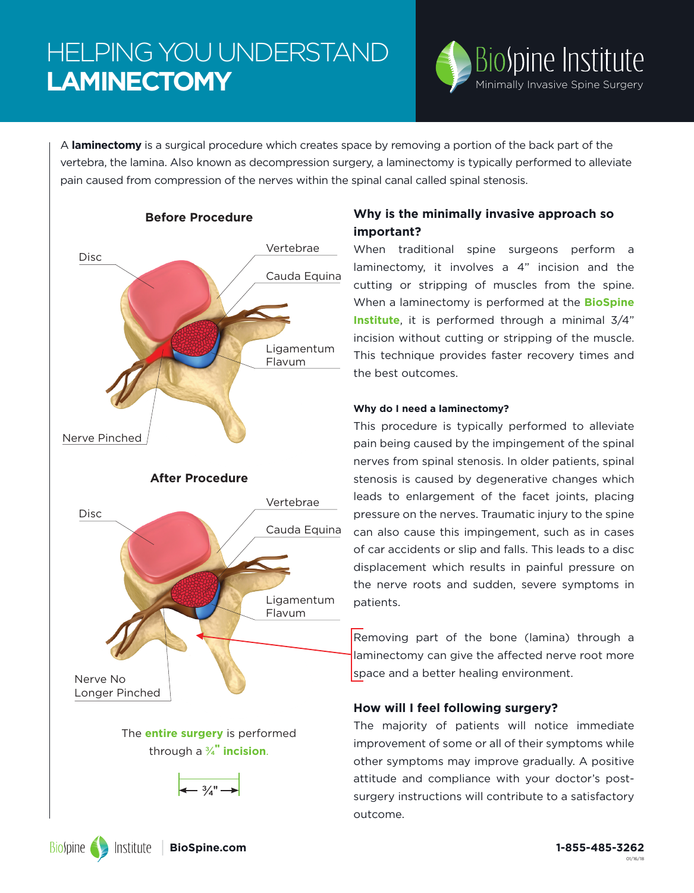# HELPING YOU UNDERSTAND **LAMINECTOMY**

BioSpine Institute
Minimally Invasive Spine Surgery

A **laminectomy** is a surgical procedure which creates space by removing a portion of the back part of the vertebra, the lamina. Also known as decompression surgery, a laminectomy is typically performed to alleviate pain caused from compression of the nerves within the spinal canal called spinal stenosis.

**Before Procedure**

Disc
Vertebrae
Cauda Equina
Ligamentum Flavum
Nerve Pinched

**After Procedure**

Disc
Vertebrae
Cauda Equina
Ligamentum Flavum
Nerve No Longer Pinched

The **entire surgery** is performed through a **¾" incision**.

¾"

## Why is the minimally invasive approach so important?

When traditional spine surgeons perform a laminectomy, it involves a 4" incision and the cutting or stripping of muscles from the spine. When a laminectomy is performed at the **BioSpine Institute**, it is performed through a minimal 3/4" incision without cutting or stripping of the muscle. This technique provides faster recovery times and the best outcomes.

### Why do I need a laminectomy?

This procedure is typically performed to alleviate pain being caused by the impingement of the spinal nerves from spinal stenosis. In older patients, spinal stenosis is caused by degenerative changes which leads to enlargement of the facet joints, placing pressure on the nerves. Traumatic injury to the spine can also cause this impingement, such as in cases of car accidents or slip and falls. This leads to a disc displacement which results in painful pressure on the nerve roots and sudden, severe symptoms in patients.

Removing part of the bone (lamina) through a laminectomy can give the affected nerve root more space and a better healing environment.

## How will I feel following surgery?

The majority of patients will notice immediate improvement of some or all of their symptoms while other symptoms may improve gradually. A positive attitude and compliance with your doctor's post-surgery instructions will contribute to a satisfactory outcome.

BioSpine Institute | **BioSpine.com**

**1-855-485-3262**

01/16/18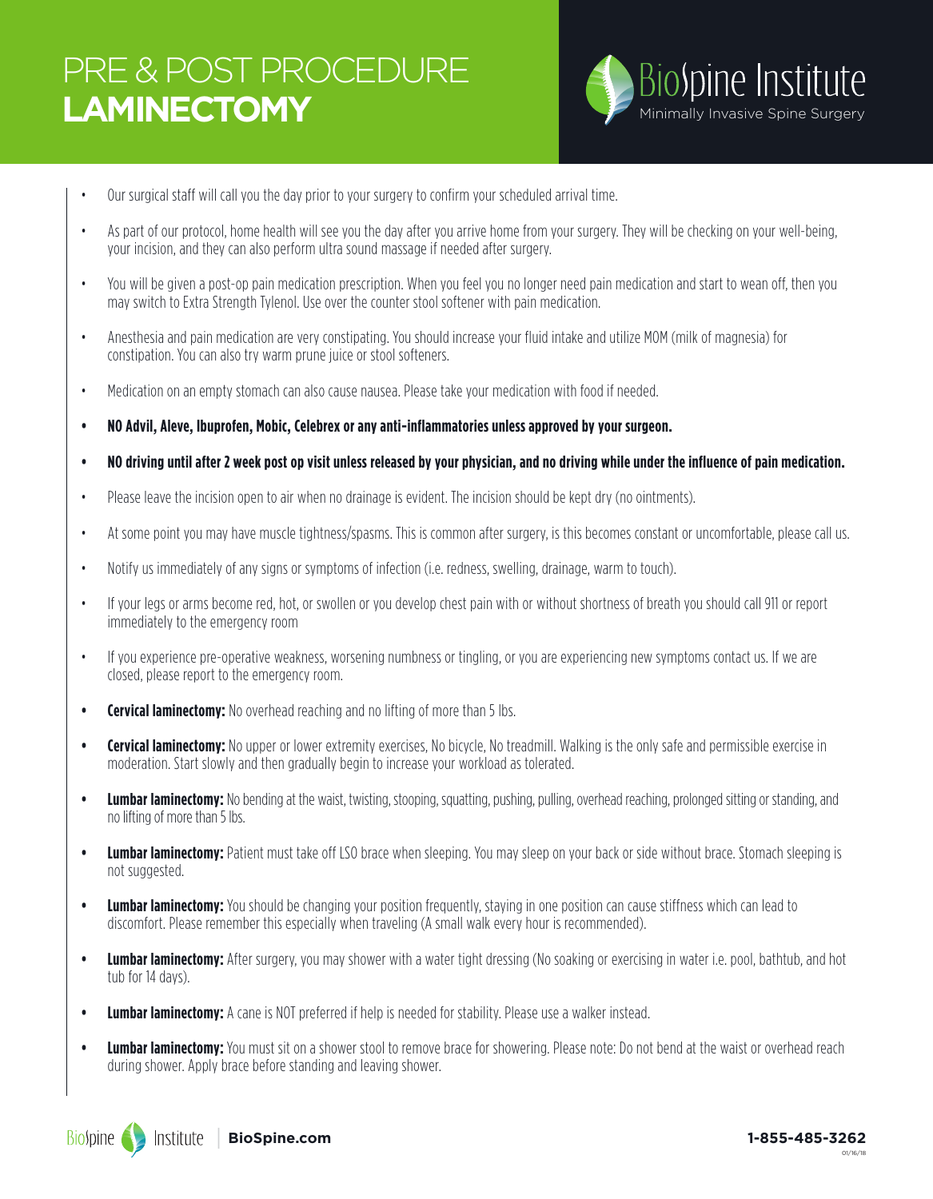# PRE & POST PROCEDURE **LAMINECTOMY**

BioSpine Institute
Minimally Invasive Spine Surgery

- Our surgical staff will call you the day prior to your surgery to confirm your scheduled arrival time.
- As part of our protocol, home health will see you the day after you arrive home from your surgery. They will be checking on your well-being, your incision, and they can also perform ultra sound massage if needed after surgery.
- You will be given a post-op pain medication prescription. When you feel you no longer need pain medication and start to wean off, then you may switch to Extra Strength Tylenol. Use over the counter stool softener with pain medication.
- Anesthesia and pain medication are very constipating. You should increase your fluid intake and utilize MOM (milk of magnesia) for constipation. You can also try warm prune juice or stool softeners.
- Medication on an empty stomach can also cause nausea. Please take your medication with food if needed.
- **NO Advil, Aleve, Ibuprofen, Mobic, Celebrex or any anti-inflammatories unless approved by your surgeon.**
- **NO driving until after 2 week post op visit unless released by your physician, and no driving while under the influence of pain medication.**
- Please leave the incision open to air when no drainage is evident. The incision should be kept dry (no ointments).
- At some point you may have muscle tightness/spasms. This is common after surgery, is this becomes constant or uncomfortable, please call us.
- Notify us immediately of any signs or symptoms of infection (i.e. redness, swelling, drainage, warm to touch).
- If your legs or arms become red, hot, or swollen or you develop chest pain with or without shortness of breath you should call 911 or report immediately to the emergency room
- If you experience pre-operative weakness, worsening numbness or tingling, or you are experiencing new symptoms contact us. If we are closed, please report to the emergency room.
- **Cervical laminectomy:** No overhead reaching and no lifting of more than 5 lbs.
- **Cervical laminectomy:** No upper or lower extremity exercises, No bicycle, No treadmill. Walking is the only safe and permissible exercise in moderation. Start slowly and then gradually begin to increase your workload as tolerated.
- **Lumbar laminectomy:** No bending at the waist, twisting, stooping, squatting, pushing, pulling, overhead reaching, prolonged sitting or standing, and no lifting of more than 5 lbs.
- **Lumbar laminectomy:** Patient must take off LSO brace when sleeping. You may sleep on your back or side without brace. Stomach sleeping is not suggested.
- **Lumbar laminectomy:** You should be changing your position frequently, staying in one position can cause stiffness which can lead to discomfort. Please remember this especially when traveling (A small walk every hour is recommended).
- **Lumbar laminectomy:** After surgery, you may shower with a water tight dressing (No soaking or exercising in water i.e. pool, bathtub, and hot tub for 14 days).
- **Lumbar laminectomy:** A cane is NOT preferred if help is needed for stability. Please use a walker instead.
- **Lumbar laminectomy:** You must sit on a shower stool to remove brace for showering. Please note: Do not bend at the waist or overhead reach during shower. Apply brace before standing and leaving shower.

BioSpine Institute | **BioSpine.com** **1-855-485-3262**

01/16/18